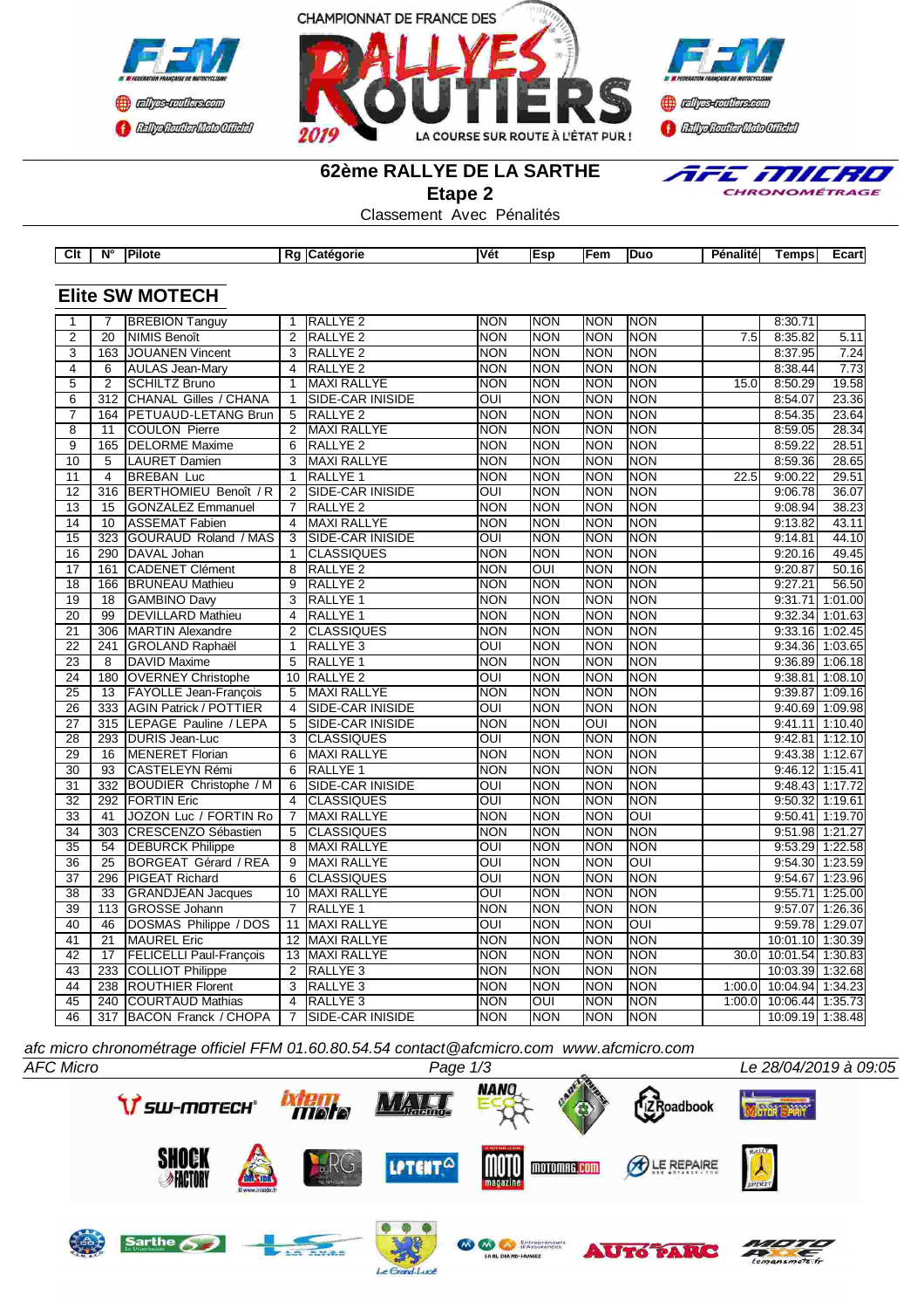CHAMPIONNAT DE FRANCE DES RALLYES ROUTIERS 2019

# 62ème RALLYE DE LA SARTHE

## Etape 2

Classement Avec Pénalités

## Elite SW MOTECH

| Clt | N° | Pilote | Rg | Catégorie | Vét | Esp | Fem | Duo | Pénalité | Temps | Ecart |
|---|---|---|---|---|---|---|---|---|---|---|---|
| 1 | 7 | BREBION Tanguy | 1 | RALLYE 2 | NON | NON | NON | NON | | 8:30.71 | |
| 2 | 20 | NIMIS Benoît | 2 | RALLYE 2 | NON | NON | NON | NON | 7.5 | 8:35.82 | 5.11 |
| 3 | 163 | JOUANEN Vincent | 3 | RALLYE 2 | NON | NON | NON | NON | | 8:37.95 | 7.24 |
| 4 | 6 | AULAS Jean-Mary | 4 | RALLYE 2 | NON | NON | NON | NON | | 8:38.44 | 7.73 |
| 5 | 2 | SCHILTZ Bruno | 1 | MAXI RALLYE | NON | NON | NON | NON | 15.0 | 8:50.29 | 19.58 |
| 6 | 312 | CHANAL Gilles / CHANA | 1 | SIDE-CAR INISIDE | OUI | NON | NON | NON | | 8:54.07 | 23.36 |
| 7 | 164 | PETUAUD-LETANG Brun | 5 | RALLYE 2 | NON | NON | NON | NON | | 8:54.35 | 23.64 |
| 8 | 11 | COULON Pierre | 2 | MAXI RALLYE | NON | NON | NON | NON | | 8:59.05 | 28.34 |
| 9 | 165 | DELORME Maxime | 6 | RALLYE 2 | NON | NON | NON | NON | | 8:59.22 | 28.51 |
| 10 | 5 | LAURET Damien | 3 | MAXI RALLYE | NON | NON | NON | NON | | 8:59.36 | 28.65 |
| 11 | 4 | BREBAN Luc | 1 | RALLYE 1 | NON | NON | NON | NON | 22.5 | 9:00.22 | 29.51 |
| 12 | 316 | BERTHOMIEU Benoît / R | 2 | SIDE-CAR INISIDE | OUI | NON | NON | NON | | 9:06.78 | 36.07 |
| 13 | 15 | GONZALEZ Emmanuel | 7 | RALLYE 2 | NON | NON | NON | NON | | 9:08.94 | 38.23 |
| 14 | 10 | ASSEMAT Fabien | 4 | MAXI RALLYE | NON | NON | NON | NON | | 9:13.82 | 43.11 |
| 15 | 323 | GOURAUD Roland / MAS | 3 | SIDE-CAR INISIDE | OUI | NON | NON | NON | | 9:14.81 | 44.10 |
| 16 | 290 | DAVAL Johan | 1 | CLASSIQUES | NON | NON | NON | NON | | 9:20.16 | 49.45 |
| 17 | 161 | CADENET Clément | 8 | RALLYE 2 | NON | OUI | NON | NON | | 9:20.87 | 50.16 |
| 18 | 166 | BRUNEAU Mathieu | 9 | RALLYE 2 | NON | NON | NON | NON | | 9:27.21 | 56.50 |
| 19 | 18 | GAMBINO Davy | 3 | RALLYE 1 | NON | NON | NON | NON | | 9:31.71 | 1:01.00 |
| 20 | 99 | DEVILLARD Mathieu | 4 | RALLYE 1 | NON | NON | NON | NON | | 9:32.34 | 1:01.63 |
| 21 | 306 | MARTIN Alexandre | 2 | CLASSIQUES | NON | NON | NON | NON | | 9:33.16 | 1:02.45 |
| 22 | 241 | GROLAND Raphaël | 1 | RALLYE 3 | OUI | NON | NON | NON | | 9:34.36 | 1:03.65 |
| 23 | 8 | DAVID Maxime | 5 | RALLYE 1 | NON | NON | NON | NON | | 9:36.89 | 1:06.18 |
| 24 | 180 | OVERNEY Christophe | 10 | RALLYE 2 | OUI | NON | NON | NON | | 9:38.81 | 1:08.10 |
| 25 | 13 | FAYOLLE Jean-François | 5 | MAXI RALLYE | NON | NON | NON | NON | | 9:39.87 | 1:09.16 |
| 26 | 333 | AGIN Patrick / POTTIER | 4 | SIDE-CAR INISIDE | OUI | NON | NON | NON | | 9:40.69 | 1:09.98 |
| 27 | 315 | LEPAGE Pauline / LEPA | 5 | SIDE-CAR INISIDE | NON | NON | OUI | NON | | 9:41.11 | 1:10.40 |
| 28 | 293 | DURIS Jean-Luc | 3 | CLASSIQUES | OUI | NON | NON | NON | | 9:42.81 | 1:12.10 |
| 29 | 16 | MENERET Florian | 6 | MAXI RALLYE | NON | NON | NON | NON | | 9:43.38 | 1:12.67 |
| 30 | 93 | CASTELEYN Rémi | 6 | RALLYE 1 | NON | NON | NON | NON | | 9:46.12 | 1:15.41 |
| 31 | 332 | BOUDIER Christophe / M | 6 | SIDE-CAR INISIDE | OUI | NON | NON | NON | | 9:48.43 | 1:17.72 |
| 32 | 292 | FORTIN Eric | 4 | CLASSIQUES | OUI | NON | NON | NON | | 9:50.32 | 1:19.61 |
| 33 | 41 | JOZON Luc / FORTIN Ro | 7 | MAXI RALLYE | NON | NON | NON | OUI | | 9:50.41 | 1:19.70 |
| 34 | 303 | CRESCENZO Sébastien | 5 | CLASSIQUES | NON | NON | NON | NON | | 9:51.98 | 1:21.27 |
| 35 | 54 | DEBURCK Philippe | 8 | MAXI RALLYE | OUI | NON | NON | NON | | 9:53.29 | 1:22.58 |
| 36 | 25 | BORGEAT Gérard / REA | 9 | MAXI RALLYE | OUI | NON | NON | OUI | | 9:54.30 | 1:23.59 |
| 37 | 296 | PIGEAT Richard | 6 | CLASSIQUES | OUI | NON | NON | NON | | 9:54.67 | 1:23.96 |
| 38 | 33 | GRANDJEAN Jacques | 10 | MAXI RALLYE | OUI | NON | NON | NON | | 9:55.71 | 1:25.00 |
| 39 | 113 | GROSSE Johann | 7 | RALLYE 1 | NON | NON | NON | NON | | 9:57.07 | 1:26.36 |
| 40 | 46 | DOSMAS Philippe / DOS | 11 | MAXI RALLYE | OUI | NON | NON | OUI | | 9:59.78 | 1:29.07 |
| 41 | 21 | MAUREL Eric | 12 | MAXI RALLYE | NON | NON | NON | NON | | 10:01.10 | 1:30.39 |
| 42 | 17 | FELICELLI Paul-François | 13 | MAXI RALLYE | NON | NON | NON | NON | 30.0 | 10:01.54 | 1:30.83 |
| 43 | 233 | COLLIOT Philippe | 2 | RALLYE 3 | NON | NON | NON | NON | | 10:03.39 | 1:32.68 |
| 44 | 238 | ROUTHIER Florent | 3 | RALLYE 3 | NON | NON | NON | NON | 1:00.0 | 10:04.94 | 1:34.23 |
| 45 | 240 | COURTAUD Mathias | 4 | RALLYE 3 | NON | OUI | NON | NON | 1:00.0 | 10:06.44 | 1:35.73 |
| 46 | 317 | BACON Franck / CHOPA | 7 | SIDE-CAR INISIDE | NON | NON | NON | NON | | 10:09.19 | 1:38.48 |

*afc micro chronométrage officiel FFM 01.60.80.54.54 contact@afcmicro.com www.afcmicro.com*

*AFC Micro* — *Le 28/04/2019 à 09:05*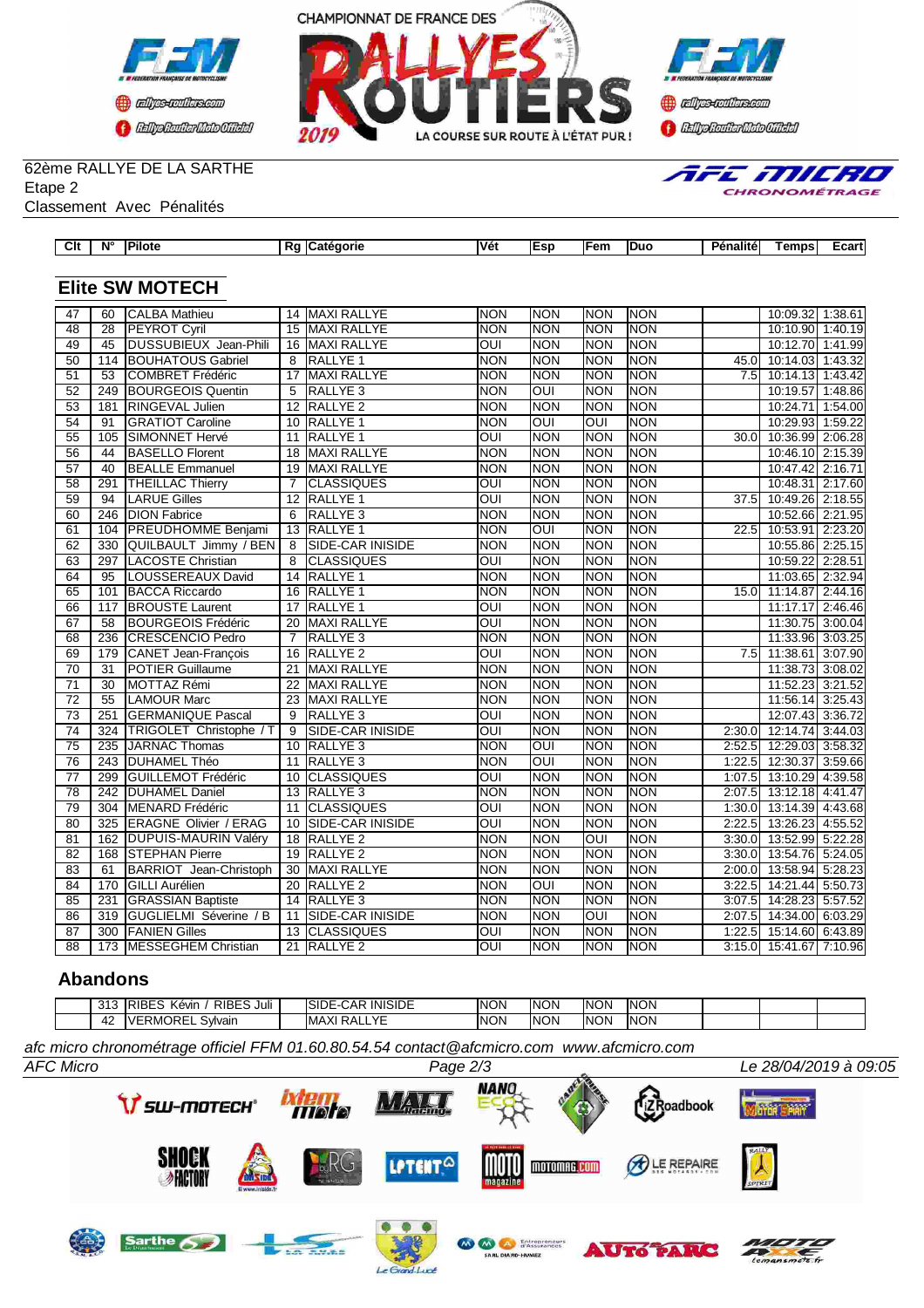62ème RALLYE DE LA SARTHE
Etape 2
Classement Avec Pénalités

## Elite SW MOTECH

| Clt | N° | Pilote | Rg | Catégorie | Vét | Esp | Fem | Duo | Pénalité | Temps | Ecart |
|---|---|---|---|---|---|---|---|---|---|---|---|
| 47 | 60 | CALBA Mathieu | 14 | MAXI RALLYE | NON | NON | NON | NON | | 10:09.32 | 1:38.61 |
| 48 | 28 | PEYROT Cyril | 15 | MAXI RALLYE | NON | NON | NON | NON | | 10:10.90 | 1:40.19 |
| 49 | 45 | DUSSUBIEUX Jean-Phili | 16 | MAXI RALLYE | OUI | NON | NON | NON | | 10:12.70 | 1:41.99 |
| 50 | 114 | BOUHATOUS Gabriel | 8 | RALLYE 1 | NON | NON | NON | NON | 45.0 | 10:14.03 | 1:43.32 |
| 51 | 53 | COMBRET Frédéric | 17 | MAXI RALLYE | NON | NON | NON | NON | 7.5 | 10:14.13 | 1:43.42 |
| 52 | 249 | BOURGEOIS Quentin | 5 | RALLYE 3 | NON | OUI | NON | NON | | 10:19.57 | 1:48.86 |
| 53 | 181 | RINGEVAL Julien | 12 | RALLYE 2 | NON | NON | NON | NON | | 10:24.71 | 1:54.00 |
| 54 | 91 | GRATIOT Caroline | 10 | RALLYE 1 | NON | OUI | OUI | NON | | 10:29.93 | 1:59.22 |
| 55 | 105 | SIMONNET Hervé | 11 | RALLYE 1 | OUI | NON | NON | NON | 30.0 | 10:36.99 | 2:06.28 |
| 56 | 44 | BASELLO Florent | 18 | MAXI RALLYE | NON | NON | NON | NON | | 10:46.10 | 2:15.39 |
| 57 | 40 | BEALLE Emmanuel | 19 | MAXI RALLYE | NON | NON | NON | NON | | 10:47.42 | 2:16.71 |
| 58 | 291 | THEILLAC Thierry | 7 | CLASSIQUES | OUI | NON | NON | NON | | 10:48.31 | 2:17.60 |
| 59 | 94 | LARUE Gilles | 12 | RALLYE 1 | OUI | NON | NON | NON | 37.5 | 10:49.26 | 2:18.55 |
| 60 | 246 | DION Fabrice | 6 | RALLYE 3 | NON | NON | NON | NON | | 10:52.66 | 2:21.95 |
| 61 | 104 | PREUDHOMME Benjami | 13 | RALLYE 1 | NON | OUI | NON | NON | 22.5 | 10:53.91 | 2:23.20 |
| 62 | 330 | QUILBAULT Jimmy / BEN | 8 | SIDE-CAR INISIDE | NON | NON | NON | NON | | 10:55.86 | 2:25.15 |
| 63 | 297 | LACOSTE Christian | 8 | CLASSIQUES | OUI | NON | NON | NON | | 10:59.22 | 2:28.51 |
| 64 | 95 | LOUSSEREAUX David | 14 | RALLYE 1 | NON | NON | NON | NON | | 11:03.65 | 2:32.94 |
| 65 | 101 | BACCA Riccardo | 16 | RALLYE 1 | NON | NON | NON | NON | 15.0 | 11:14.87 | 2:44.16 |
| 66 | 117 | BROUSTE Laurent | 17 | RALLYE 1 | OUI | NON | NON | NON | | 11:17.17 | 2:46.46 |
| 67 | 58 | BOURGEOIS Frédéric | 20 | MAXI RALLYE | OUI | NON | NON | NON | | 11:30.75 | 3:00.04 |
| 68 | 236 | CRESCENCIO Pedro | 7 | RALLYE 3 | NON | NON | NON | NON | | 11:33.96 | 3:03.25 |
| 69 | 179 | CANET Jean-François | 16 | RALLYE 2 | OUI | NON | NON | NON | 7.5 | 11:38.61 | 3:07.90 |
| 70 | 31 | POTIER Guillaume | 21 | MAXI RALLYE | NON | NON | NON | NON | | 11:38.73 | 3:08.02 |
| 71 | 30 | MOTTAZ Rémi | 22 | MAXI RALLYE | NON | NON | NON | NON | | 11:52.23 | 3:21.52 |
| 72 | 55 | LAMOUR Marc | 23 | MAXI RALLYE | NON | NON | NON | NON | | 11:56.14 | 3:25.43 |
| 73 | 251 | GERMANIQUE Pascal | 9 | RALLYE 3 | OUI | NON | NON | NON | | 12:07.43 | 3:36.72 |
| 74 | 324 | TRIGOLET Christophe / T | 9 | SIDE-CAR INISIDE | OUI | NON | NON | NON | 2:30.0 | 12:14.74 | 3:44.03 |
| 75 | 235 | JARNAC Thomas | 10 | RALLYE 3 | NON | OUI | NON | NON | 2:52.5 | 12:29.03 | 3:58.32 |
| 76 | 243 | DUHAMEL Théo | 11 | RALLYE 3 | NON | OUI | NON | NON | 1:22.5 | 12:30.37 | 3:59.66 |
| 77 | 299 | GUILLEMOT Frédéric | 10 | CLASSIQUES | OUI | NON | NON | NON | 1:07.5 | 13:10.29 | 4:39.58 |
| 78 | 242 | DUHAMEL Daniel | 13 | RALLYE 3 | NON | NON | NON | NON | 2:07.5 | 13:12.18 | 4:41.47 |
| 79 | 304 | MENARD Frédéric | 11 | CLASSIQUES | OUI | NON | NON | NON | 1:30.0 | 13:14.39 | 4:43.68 |
| 80 | 325 | ERAGNE Olivier / ERAG | 10 | SIDE-CAR INISIDE | OUI | NON | NON | NON | 2:22.5 | 13:26.23 | 4:55.52 |
| 81 | 162 | DUPUIS-MAURIN Valéry | 18 | RALLYE 2 | NON | NON | OUI | NON | 3:30.0 | 13:52.99 | 5:22.28 |
| 82 | 168 | STEPHAN Pierre | 19 | RALLYE 2 | NON | NON | NON | NON | 3:30.0 | 13:54.76 | 5:24.05 |
| 83 | 61 | BARRIOT Jean-Christoph | 30 | MAXI RALLYE | NON | NON | NON | NON | 2:00.0 | 13:58.94 | 5:28.23 |
| 84 | 170 | GILLI Aurélien | 20 | RALLYE 2 | NON | OUI | NON | NON | 3:22.5 | 14:21.44 | 5:50.73 |
| 85 | 231 | GRASSIAN Baptiste | 14 | RALLYE 3 | NON | NON | NON | NON | 3:07.5 | 14:28.23 | 5:57.52 |
| 86 | 319 | GUGLIELMI Séverine / B | 11 | SIDE-CAR INISIDE | NON | NON | OUI | NON | 2:07.5 | 14:34.00 | 6:03.29 |
| 87 | 300 | FANIEN Gilles | 13 | CLASSIQUES | OUI | NON | NON | NON | 1:22.5 | 15:14.60 | 6:43.89 |
| 88 | 173 | MESSEGHEM Christian | 21 | RALLYE 2 | OUI | NON | NON | NON | 3:15.0 | 15:41.67 | 7:10.96 |

## Abandons

| Clt | N° | Pilote | Rg | Catégorie | Vét | Esp | Fem | Duo | Pénalité | Temps | Ecart |
|---|---|---|---|---|---|---|---|---|---|---|---|
| | 313 | RIBES Kévin / RIBES Juli | | SIDE-CAR INISIDE | NON | NON | NON | NON | | | |
| | 42 | VERMOREL Sylvain | | MAXI RALLYE | NON | NON | NON | NON | | | |

*afc micro chronométrage officiel FFM 01.60.80.54.54 contact@afcmicro.com www.afcmicro.com*

*AFC Micro* — *Le 28/04/2019 à 09:05*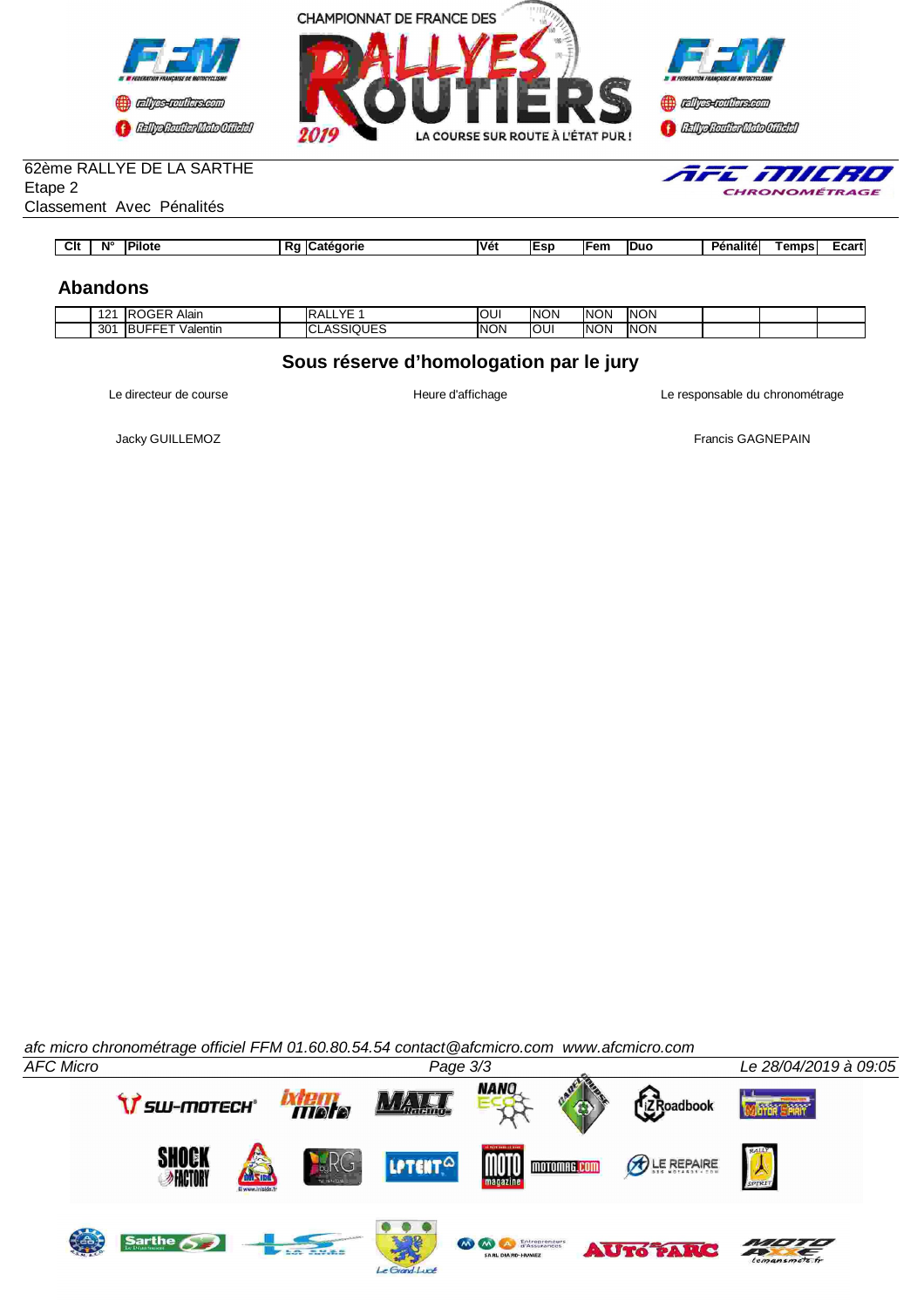62ème RALLYE DE LA SARTHE
Etape 2
Classement Avec Pénalités

| Clt | N° | Pilote | Rg | Catégorie | Vét | Esp | Fem | Duo | Pénalité | Temps | Ecart |
|---|---|---|---|---|---|---|---|---|---|---|---|

## Abandons

| Clt | N° | Pilote | Rg | Catégorie | Vét | Esp | Fem | Duo | Pénalité | Temps | Ecart |
|---|---|---|---|---|---|---|---|---|---|---|---|
| | 121 | ROGER Alain | | RALLYE 1 | OUI | NON | NON | NON | | | |
| | 301 | BUFFET Valentin | | CLASSIQUES | NON | OUI | NON | NON | | | |

## Sous réserve d'homologation par le jury

Le directeur de course

Heure d'affichage

Le responsable du chronométrage

Jacky GUILLEMOZ

Francis GAGNEPAIN

*afc micro chronométrage officiel FFM 01.60.80.54.54 contact@afcmicro.com www.afcmicro.com*

*AFC Micro* *Le 28/04/2019 à 09:05*